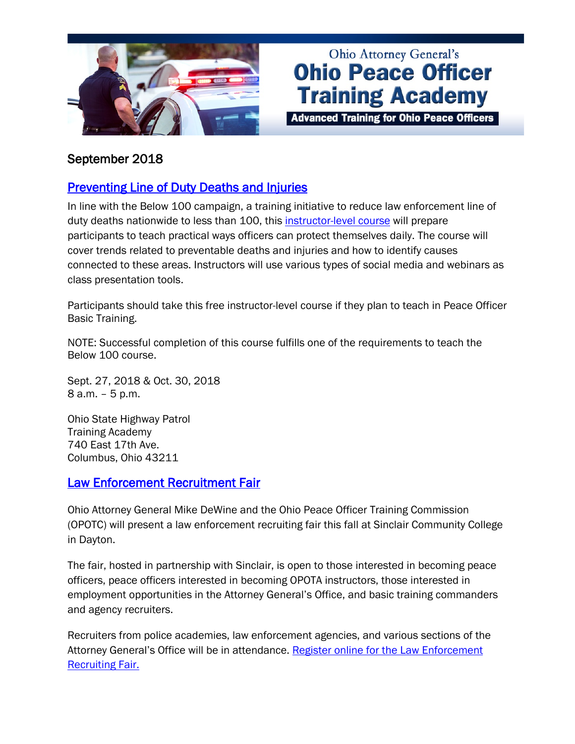Ohio Attorney General's

# Ohio Peace Officer Training Academy

**Advanced Training for Ohio Peace Officers**

## September 2018

### Preventing Line of Duty Deaths and Injuries

In line with the Below 100 campaign, a training initiative to reduce law enforcement line of duty deaths nationwide to less than 100, this instructor-level course will prepare participants to teach practical ways officers can protect themselves daily. The course will cover trends related to preventable deaths and injuries and how to identify causes connected to these areas. Instructors will use various types of social media and webinars as class presentation tools.

Participants should take this free instructor-level course if they plan to teach in Peace Officer Basic Training.

NOTE: Successful completion of this course fulfills one of the requirements to teach the Below 100 course.

Sept. 27, 2018 & Oct. 30, 2018
8 a.m. – 5 p.m.

Ohio State Highway Patrol
Training Academy
740 East 17th Ave.
Columbus, Ohio 43211

### Law Enforcement Recruitment Fair

Ohio Attorney General Mike DeWine and the Ohio Peace Officer Training Commission (OPOTC) will present a law enforcement recruiting fair this fall at Sinclair Community College in Dayton.

The fair, hosted in partnership with Sinclair, is open to those interested in becoming peace officers, peace officers interested in becoming OPOTA instructors, those interested in employment opportunities in the Attorney General's Office, and basic training commanders and agency recruiters.

Recruiters from police academies, law enforcement agencies, and various sections of the Attorney General's Office will be in attendance. Register online for the Law Enforcement Recruiting Fair.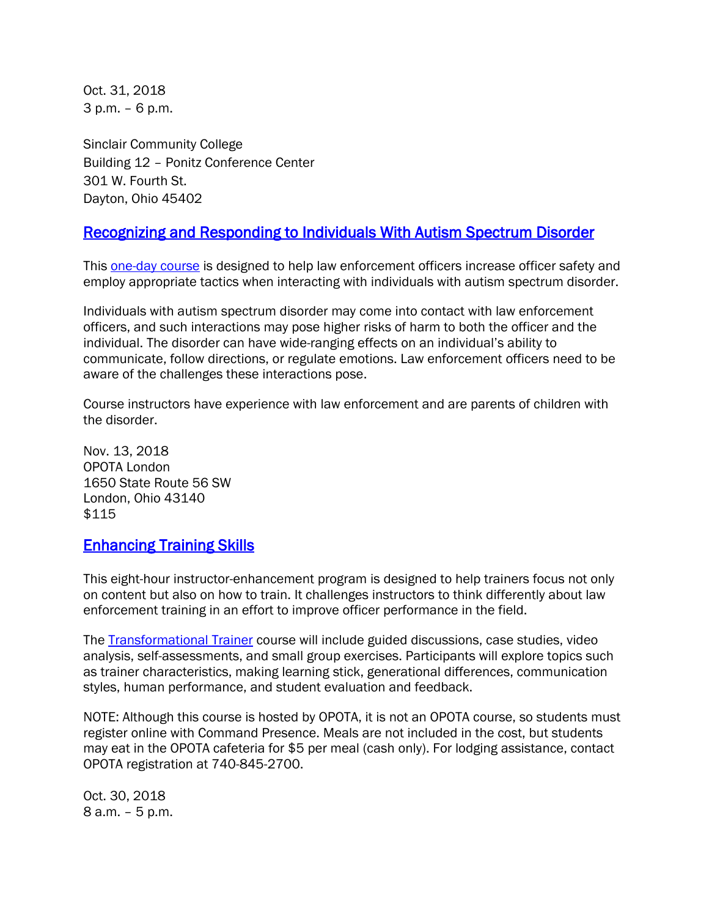Oct. 31, 2018
3 p.m. – 6 p.m.

Sinclair Community College
Building 12 – Ponitz Conference Center
301 W. Fourth St.
Dayton, Ohio 45402

## [Recognizing and Responding to Individuals With Autism Spectrum Disorder]()

This [one-day course]() is designed to help law enforcement officers increase officer safety and employ appropriate tactics when interacting with individuals with autism spectrum disorder.

Individuals with autism spectrum disorder may come into contact with law enforcement officers, and such interactions may pose higher risks of harm to both the officer and the individual. The disorder can have wide-ranging effects on an individual's ability to communicate, follow directions, or regulate emotions. Law enforcement officers need to be aware of the challenges these interactions pose.

Course instructors have experience with law enforcement and are parents of children with the disorder.

Nov. 13, 2018
OPOTA London
1650 State Route 56 SW
London, Ohio 43140
$115

## [Enhancing Training Skills]()

This eight-hour instructor-enhancement program is designed to help trainers focus not only on content but also on how to train. It challenges instructors to think differently about law enforcement training in an effort to improve officer performance in the field.

The [Transformational Trainer]() course will include guided discussions, case studies, video analysis, self-assessments, and small group exercises. Participants will explore topics such as trainer characteristics, making learning stick, generational differences, communication styles, human performance, and student evaluation and feedback.

NOTE: Although this course is hosted by OPOTA, it is not an OPOTA course, so students must register online with Command Presence. Meals are not included in the cost, but students may eat in the OPOTA cafeteria for $5 per meal (cash only). For lodging assistance, contact OPOTA registration at 740-845-2700.

Oct. 30, 2018
8 a.m. – 5 p.m.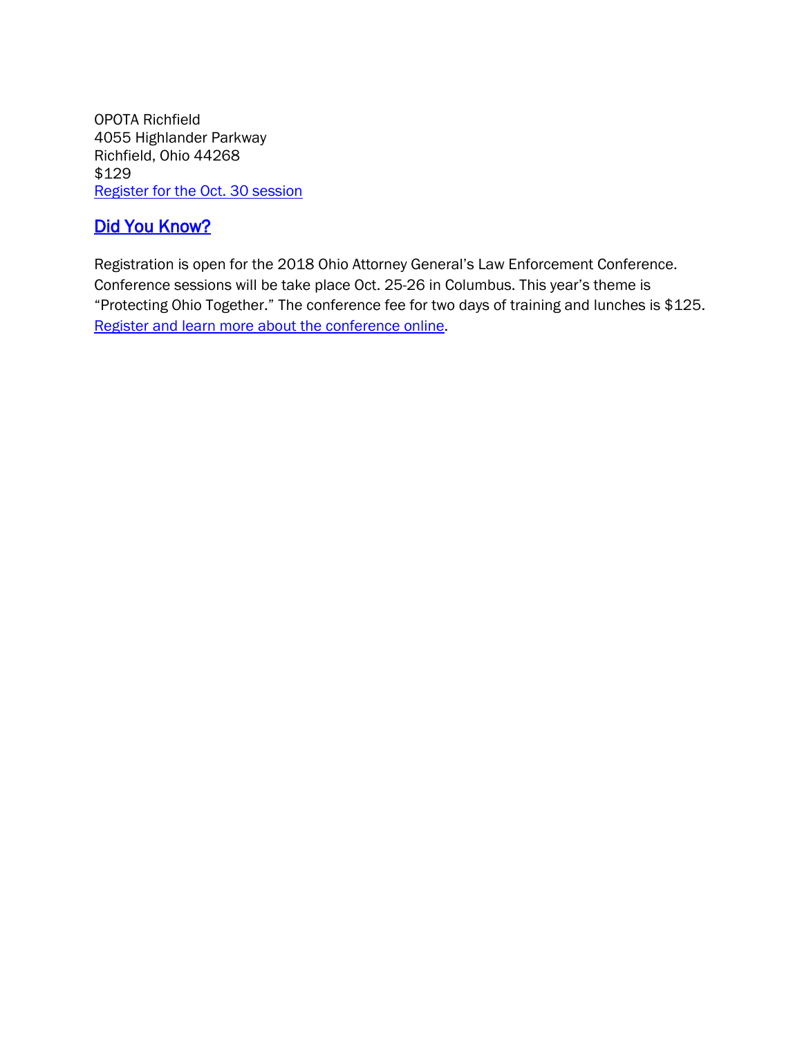OPOTA Richfield
4055 Highlander Parkway
Richfield, Ohio 44268
$129
Register for the Oct. 30 session

## Did You Know?

Registration is open for the 2018 Ohio Attorney General's Law Enforcement Conference. Conference sessions will be take place Oct. 25-26 in Columbus. This year's theme is "Protecting Ohio Together." The conference fee for two days of training and lunches is $125. Register and learn more about the conference online.